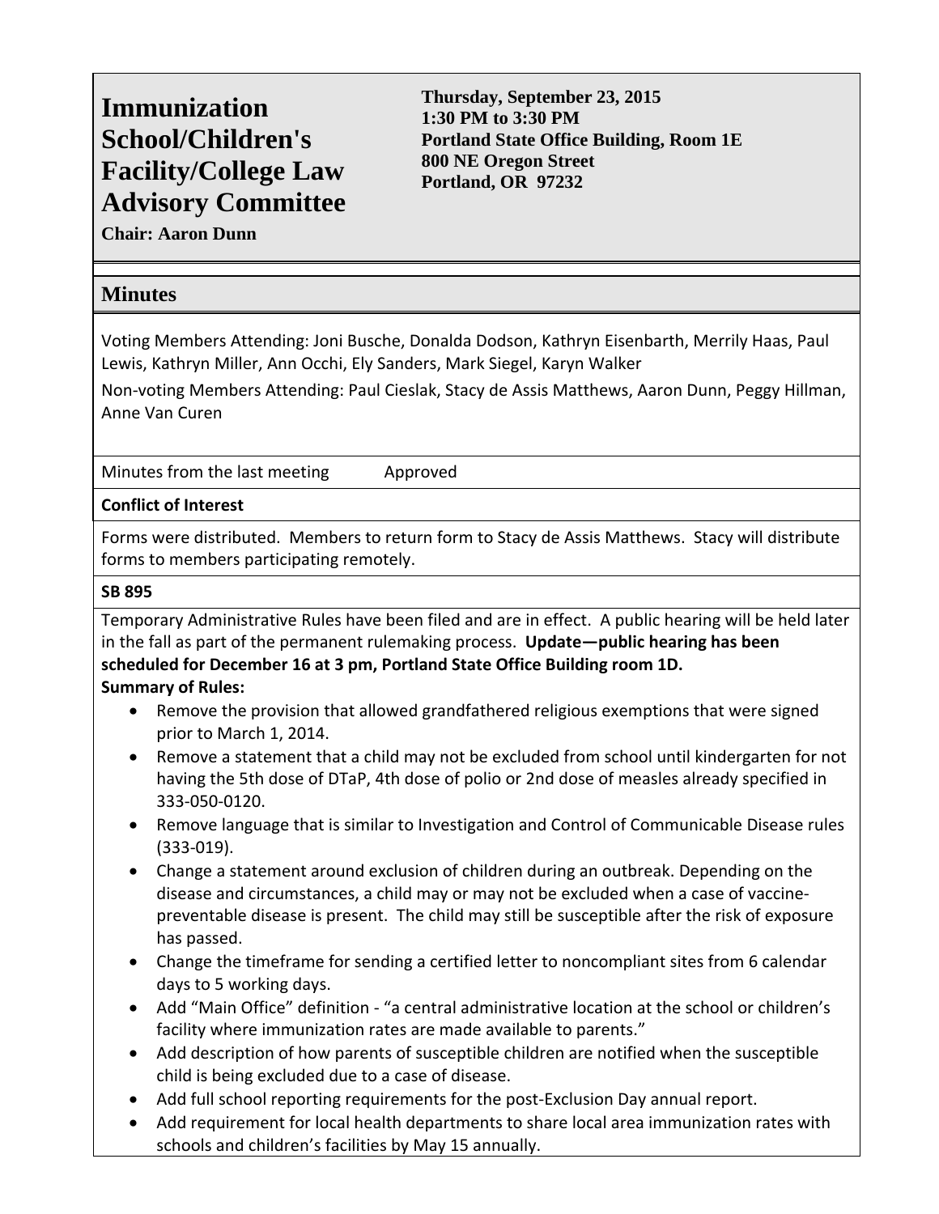# Immunization School/Children's Facility/College Law Advisory Committee

**Chair: Aaron Dunn**

**Thursday, September 23, 2015**
**1:30 PM to 3:30 PM**
**Portland State Office Building, Room 1E**
**800 NE Oregon Street**
**Portland, OR 97232**

## Minutes

Voting Members Attending: Joni Busche, Donalda Dodson, Kathryn Eisenbarth, Merrily Haas, Paul Lewis, Kathryn Miller, Ann Occhi, Ely Sanders, Mark Siegel, Karyn Walker

Non-voting Members Attending: Paul Cieslak, Stacy de Assis Matthews, Aaron Dunn, Peggy Hillman, Anne Van Curen

Minutes from the last meeting — Approved

**Conflict of Interest**

Forms were distributed. Members to return form to Stacy de Assis Matthews. Stacy will distribute forms to members participating remotely.

**SB 895**

Temporary Administrative Rules have been filed and are in effect. A public hearing will be held later in the fall as part of the permanent rulemaking process. **Update—public hearing has been scheduled for December 16 at 3 pm, Portland State Office Building room 1D.**

**Summary of Rules:**

- Remove the provision that allowed grandfathered religious exemptions that were signed prior to March 1, 2014.
- Remove a statement that a child may not be excluded from school until kindergarten for not having the 5th dose of DTaP, 4th dose of polio or 2nd dose of measles already specified in 333-050-0120.
- Remove language that is similar to Investigation and Control of Communicable Disease rules (333-019).
- Change a statement around exclusion of children during an outbreak. Depending on the disease and circumstances, a child may or may not be excluded when a case of vaccine-preventable disease is present. The child may still be susceptible after the risk of exposure has passed.
- Change the timeframe for sending a certified letter to noncompliant sites from 6 calendar days to 5 working days.
- Add "Main Office" definition - "a central administrative location at the school or children's facility where immunization rates are made available to parents."
- Add description of how parents of susceptible children are notified when the susceptible child is being excluded due to a case of disease.
- Add full school reporting requirements for the post-Exclusion Day annual report.
- Add requirement for local health departments to share local area immunization rates with schools and children's facilities by May 15 annually.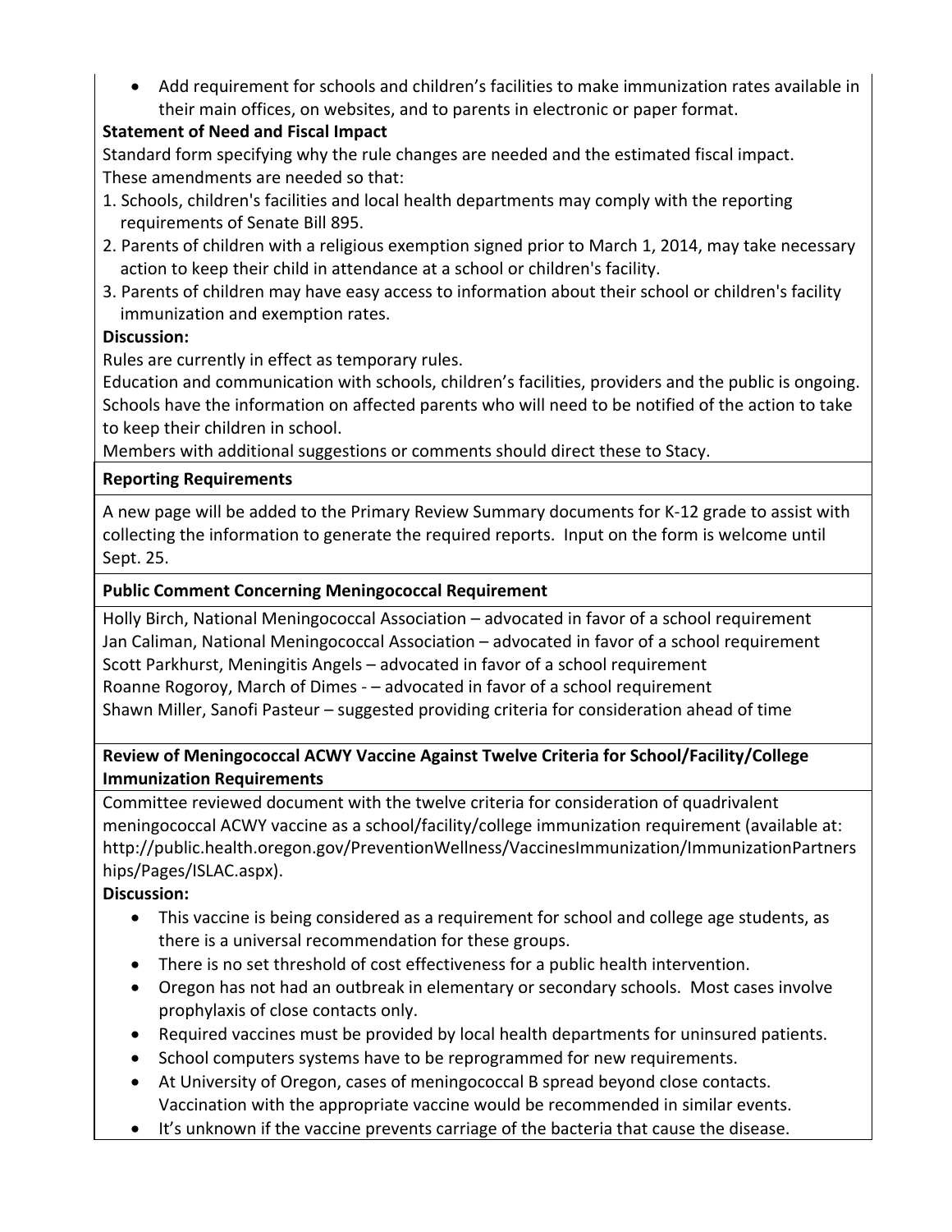- Add requirement for schools and children's facilities to make immunization rates available in their main offices, on websites, and to parents in electronic or paper format.

**Statement of Need and Fiscal Impact**

Standard form specifying why the rule changes are needed and the estimated fiscal impact.
These amendments are needed so that:

1. Schools, children's facilities and local health departments may comply with the reporting requirements of Senate Bill 895.
2. Parents of children with a religious exemption signed prior to March 1, 2014, may take necessary action to keep their child in attendance at a school or children's facility.
3. Parents of children may have easy access to information about their school or children's facility immunization and exemption rates.

**Discussion:**

Rules are currently in effect as temporary rules.
Education and communication with schools, children's facilities, providers and the public is ongoing.
Schools have the information on affected parents who will need to be notified of the action to take to keep their children in school.
Members with additional suggestions or comments should direct these to Stacy.

**Reporting Requirements**

A new page will be added to the Primary Review Summary documents for K-12 grade to assist with collecting the information to generate the required reports. Input on the form is welcome until Sept. 25.

**Public Comment Concerning Meningococcal Requirement**

Holly Birch, National Meningococcal Association – advocated in favor of a school requirement
Jan Caliman, National Meningococcal Association – advocated in favor of a school requirement
Scott Parkhurst, Meningitis Angels – advocated in favor of a school requirement
Roanne Rogoroy, March of Dimes - – advocated in favor of a school requirement
Shawn Miller, Sanofi Pasteur – suggested providing criteria for consideration ahead of time

**Review of Meningococcal ACWY Vaccine Against Twelve Criteria for School/Facility/College Immunization Requirements**

Committee reviewed document with the twelve criteria for consideration of quadrivalent meningococcal ACWY vaccine as a school/facility/college immunization requirement (available at: http://public.health.oregon.gov/PreventionWellness/VaccinesImmunization/ImmunizationPartnerships/Pages/ISLAC.aspx).

**Discussion:**

- This vaccine is being considered as a requirement for school and college age students, as there is a universal recommendation for these groups.
- There is no set threshold of cost effectiveness for a public health intervention.
- Oregon has not had an outbreak in elementary or secondary schools. Most cases involve prophylaxis of close contacts only.
- Required vaccines must be provided by local health departments for uninsured patients.
- School computers systems have to be reprogrammed for new requirements.
- At University of Oregon, cases of meningococcal B spread beyond close contacts. Vaccination with the appropriate vaccine would be recommended in similar events.
- It's unknown if the vaccine prevents carriage of the bacteria that cause the disease.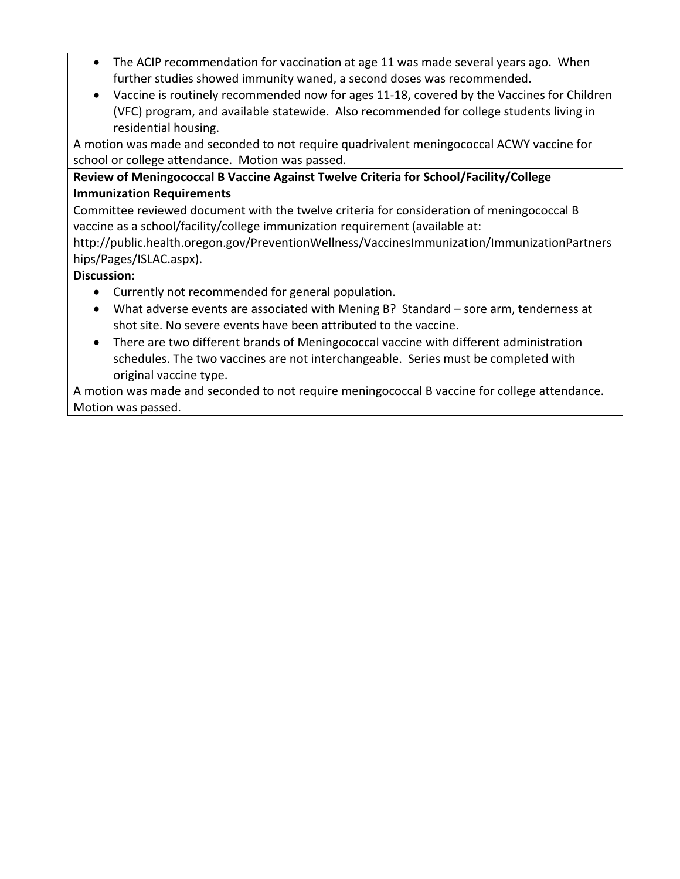- The ACIP recommendation for vaccination at age 11 was made several years ago. When further studies showed immunity waned, a second doses was recommended.
- Vaccine is routinely recommended now for ages 11-18, covered by the Vaccines for Children (VFC) program, and available statewide. Also recommended for college students living in residential housing.

A motion was made and seconded to not require quadrivalent meningococcal ACWY vaccine for school or college attendance. Motion was passed.

**Review of Meningococcal B Vaccine Against Twelve Criteria for School/Facility/College Immunization Requirements**

Committee reviewed document with the twelve criteria for consideration of meningococcal B vaccine as a school/facility/college immunization requirement (available at: http://public.health.oregon.gov/PreventionWellness/VaccinesImmunization/ImmunizationPartnerships/Pages/ISLAC.aspx).

**Discussion:**

- Currently not recommended for general population.
- What adverse events are associated with Mening B? Standard – sore arm, tenderness at shot site. No severe events have been attributed to the vaccine.
- There are two different brands of Meningococcal vaccine with different administration schedules. The two vaccines are not interchangeable. Series must be completed with original vaccine type.

A motion was made and seconded to not require meningococcal B vaccine for college attendance. Motion was passed.